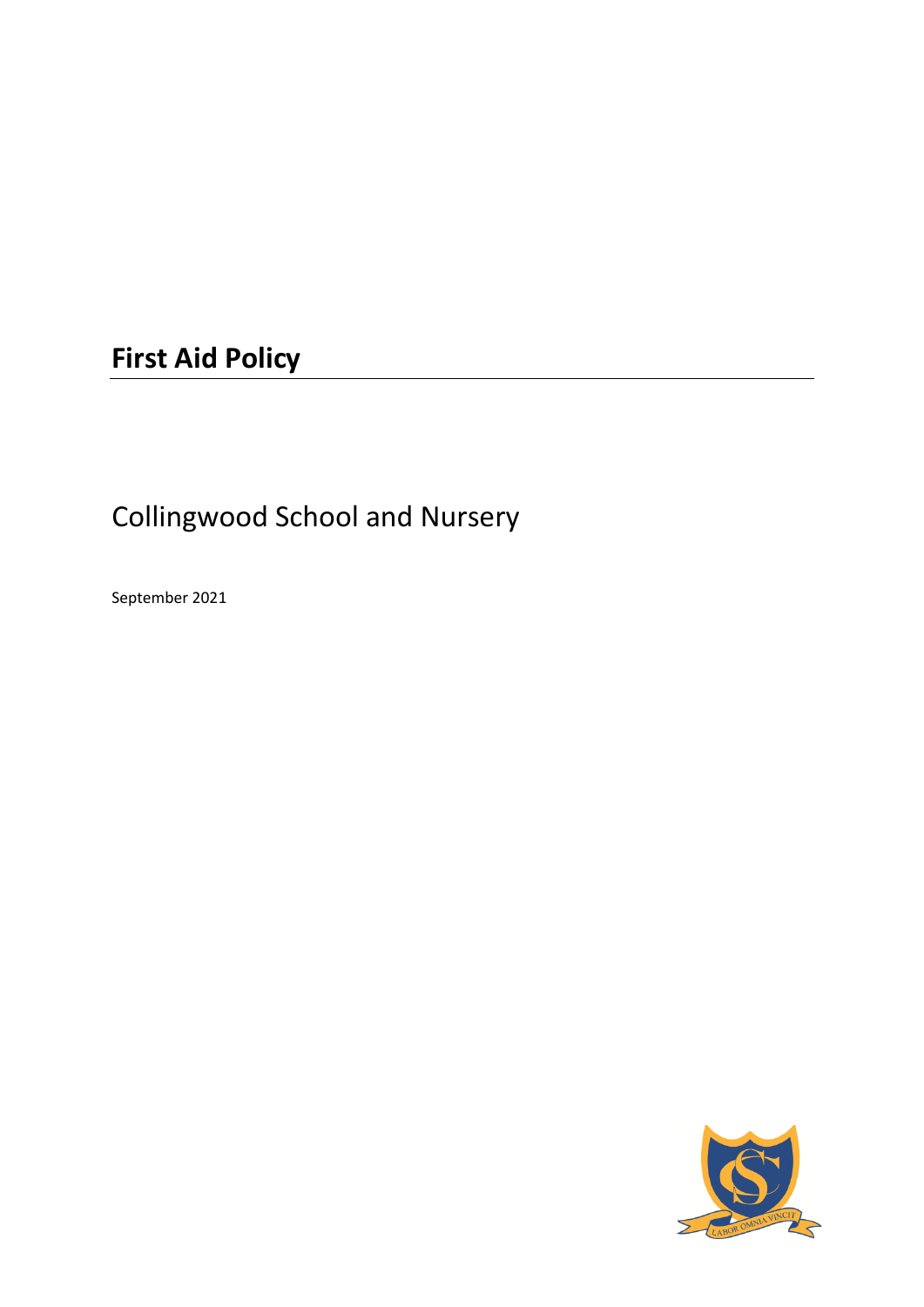# First Aid Policy

Collingwood School and Nursery

September 2021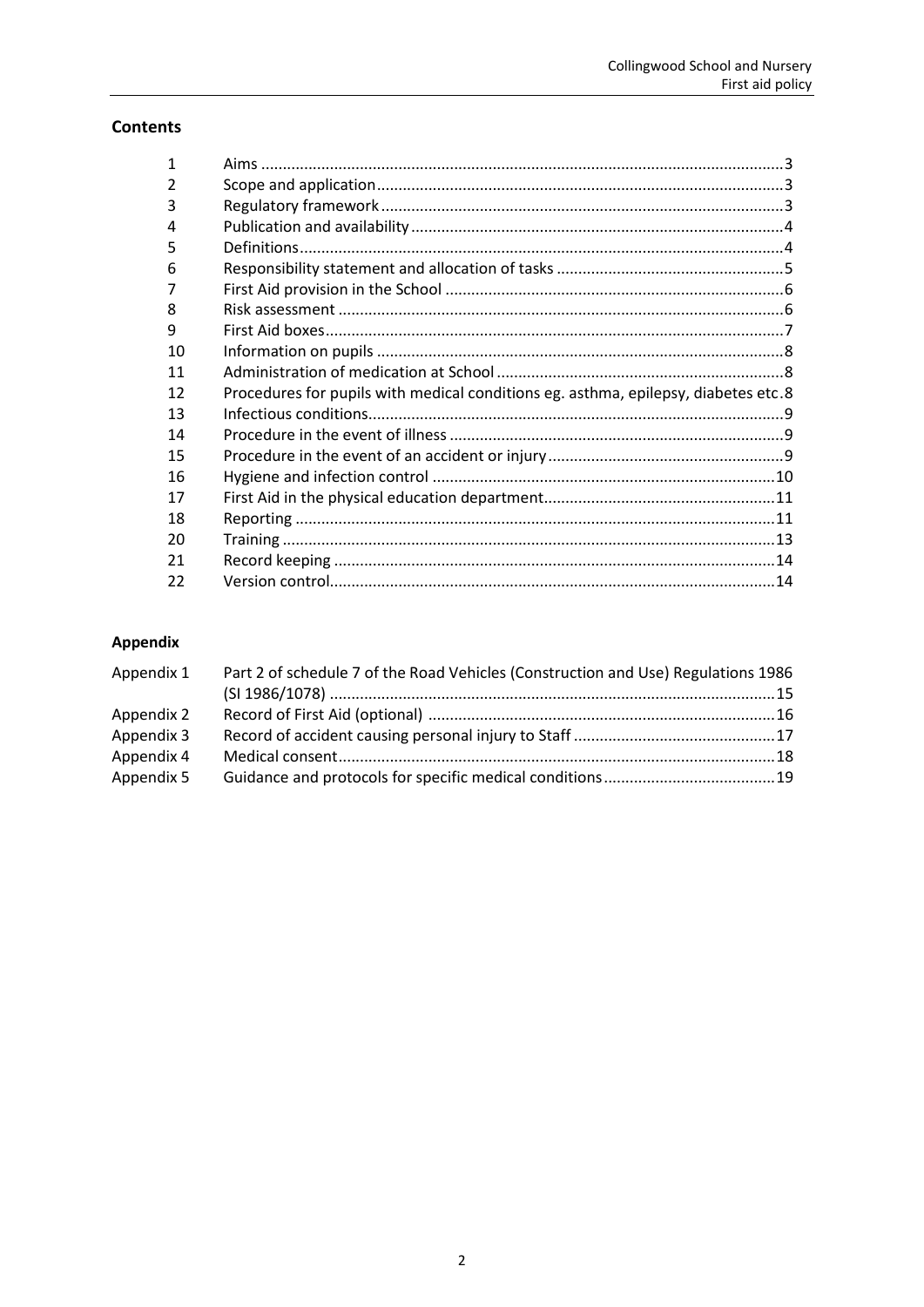## Contents

| | | |
|---|---|---|
| 1 | Aims | 3 |
| 2 | Scope and application | 3 |
| 3 | Regulatory framework | 3 |
| 4 | Publication and availability | 4 |
| 5 | Definitions | 4 |
| 6 | Responsibility statement and allocation of tasks | 5 |
| 7 | First Aid provision in the School | 6 |
| 8 | Risk assessment | 6 |
| 9 | First Aid boxes | 7 |
| 10 | Information on pupils | 8 |
| 11 | Administration of medication at School | 8 |
| 12 | Procedures for pupils with medical conditions eg. asthma, epilepsy, diabetes etc. | 8 |
| 13 | Infectious conditions | 9 |
| 14 | Procedure in the event of illness | 9 |
| 15 | Procedure in the event of an accident or injury | 9 |
| 16 | Hygiene and infection control | 10 |
| 17 | First Aid in the physical education department | 11 |
| 18 | Reporting | 11 |
| 20 | Training | 13 |
| 21 | Record keeping | 14 |
| 22 | Version control | 14 |

## Appendix

| | | |
|---|---|---|
| Appendix 1 | Part 2 of schedule 7 of the Road Vehicles (Construction and Use) Regulations 1986 (SI 1986/1078) | 15 |
| Appendix 2 | Record of First Aid (optional) | 16 |
| Appendix 3 | Record of accident causing personal injury to Staff | 17 |
| Appendix 4 | Medical consent | 18 |
| Appendix 5 | Guidance and protocols for specific medical conditions | 19 |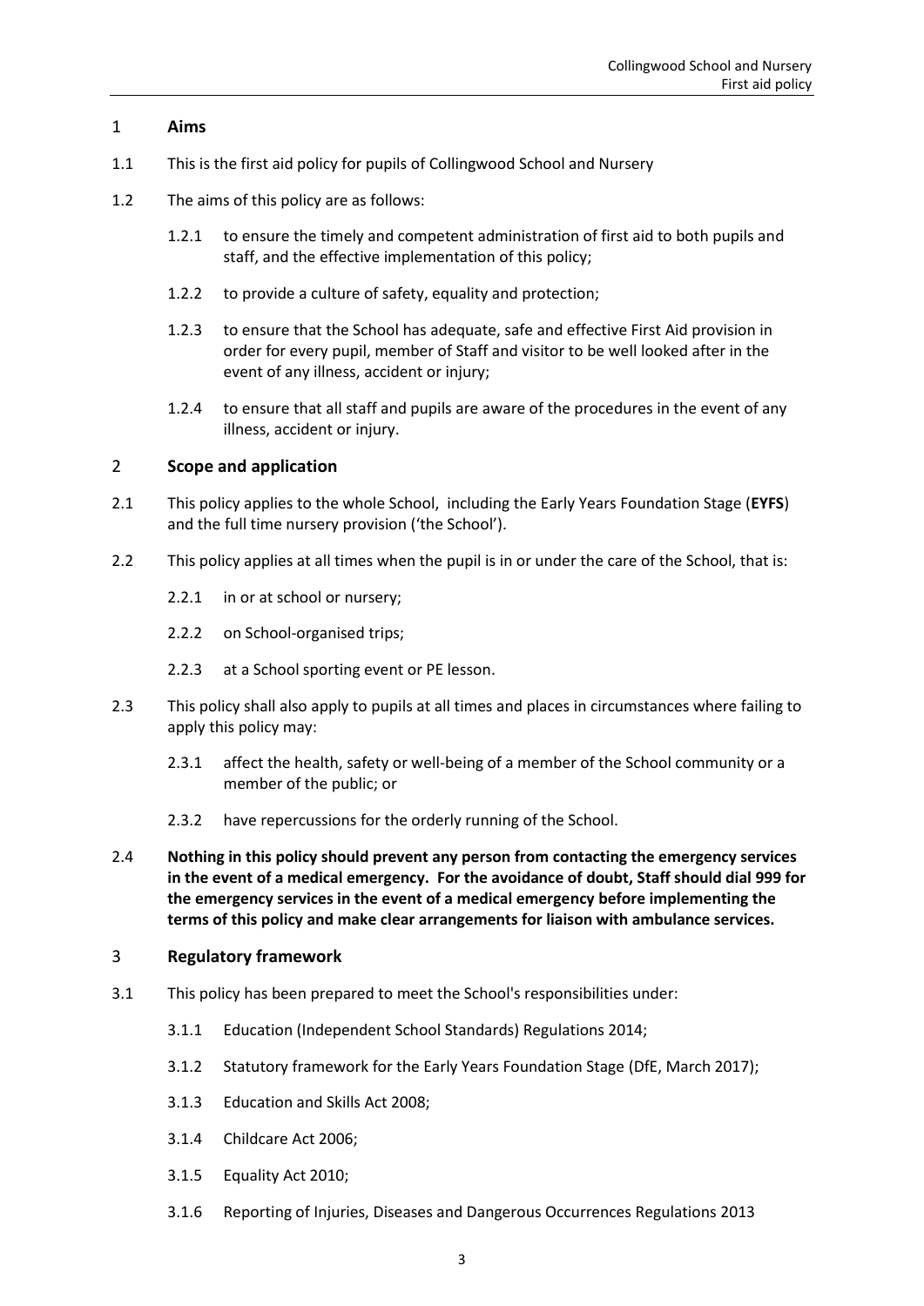## 1 Aims

1.1 This is the first aid policy for pupils of Collingwood School and Nursery

1.2 The aims of this policy are as follows:

1.2.1 to ensure the timely and competent administration of first aid to both pupils and staff, and the effective implementation of this policy;

1.2.2 to provide a culture of safety, equality and protection;

1.2.3 to ensure that the School has adequate, safe and effective First Aid provision in order for every pupil, member of Staff and visitor to be well looked after in the event of any illness, accident or injury;

1.2.4 to ensure that all staff and pupils are aware of the procedures in the event of any illness, accident or injury.

## 2 Scope and application

2.1 This policy applies to the whole School, including the Early Years Foundation Stage (**EYFS**) and the full time nursery provision ('the School').

2.2 This policy applies at all times when the pupil is in or under the care of the School, that is:

2.2.1 in or at school or nursery;

2.2.2 on School-organised trips;

2.2.3 at a School sporting event or PE lesson.

2.3 This policy shall also apply to pupils at all times and places in circumstances where failing to apply this policy may:

2.3.1 affect the health, safety or well-being of a member of the School community or a member of the public; or

2.3.2 have repercussions for the orderly running of the School.

2.4 **Nothing in this policy should prevent any person from contacting the emergency services in the event of a medical emergency. For the avoidance of doubt, Staff should dial 999 for the emergency services in the event of a medical emergency before implementing the terms of this policy and make clear arrangements for liaison with ambulance services.**

## 3 Regulatory framework

3.1 This policy has been prepared to meet the School's responsibilities under:

3.1.1 Education (Independent School Standards) Regulations 2014;

3.1.2 Statutory framework for the Early Years Foundation Stage (DfE, March 2017);

3.1.3 Education and Skills Act 2008;

3.1.4 Childcare Act 2006;

3.1.5 Equality Act 2010;

3.1.6 Reporting of Injuries, Diseases and Dangerous Occurrences Regulations 2013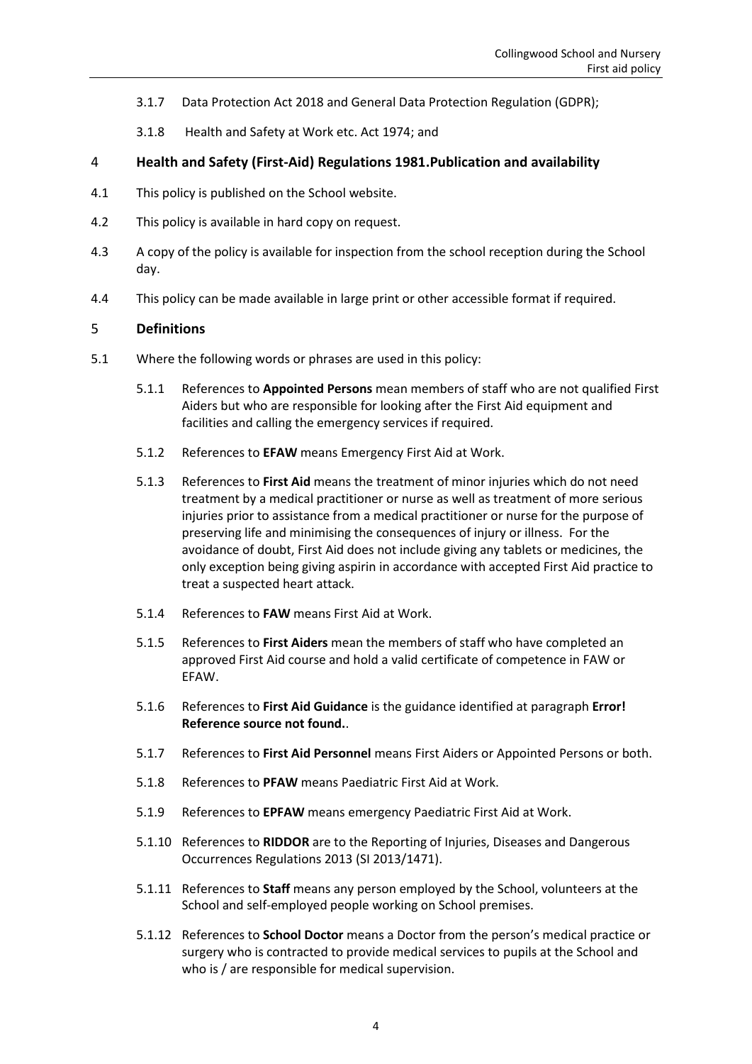3.1.7 Data Protection Act 2018 and General Data Protection Regulation (GDPR);

3.1.8 Health and Safety at Work etc. Act 1974; and

## 4 Health and Safety (First-Aid) Regulations 1981.Publication and availability

4.1 This policy is published on the School website.

4.2 This policy is available in hard copy on request.

4.3 A copy of the policy is available for inspection from the school reception during the School day.

4.4 This policy can be made available in large print or other accessible format if required.

## 5 Definitions

5.1 Where the following words or phrases are used in this policy:

5.1.1 References to **Appointed Persons** mean members of staff who are not qualified First Aiders but who are responsible for looking after the First Aid equipment and facilities and calling the emergency services if required.

5.1.2 References to **EFAW** means Emergency First Aid at Work.

5.1.3 References to **First Aid** means the treatment of minor injuries which do not need treatment by a medical practitioner or nurse as well as treatment of more serious injuries prior to assistance from a medical practitioner or nurse for the purpose of preserving life and minimising the consequences of injury or illness. For the avoidance of doubt, First Aid does not include giving any tablets or medicines, the only exception being giving aspirin in accordance with accepted First Aid practice to treat a suspected heart attack.

5.1.4 References to **FAW** means First Aid at Work.

5.1.5 References to **First Aiders** mean the members of staff who have completed an approved First Aid course and hold a valid certificate of competence in FAW or EFAW.

5.1.6 References to **First Aid Guidance** is the guidance identified at paragraph **Error! Reference source not found.**.

5.1.7 References to **First Aid Personnel** means First Aiders or Appointed Persons or both.

5.1.8 References to **PFAW** means Paediatric First Aid at Work.

5.1.9 References to **EPFAW** means emergency Paediatric First Aid at Work.

5.1.10 References to **RIDDOR** are to the Reporting of Injuries, Diseases and Dangerous Occurrences Regulations 2013 (SI 2013/1471).

5.1.11 References to **Staff** means any person employed by the School, volunteers at the School and self-employed people working on School premises.

5.1.12 References to **School Doctor** means a Doctor from the person's medical practice or surgery who is contracted to provide medical services to pupils at the School and who is / are responsible for medical supervision.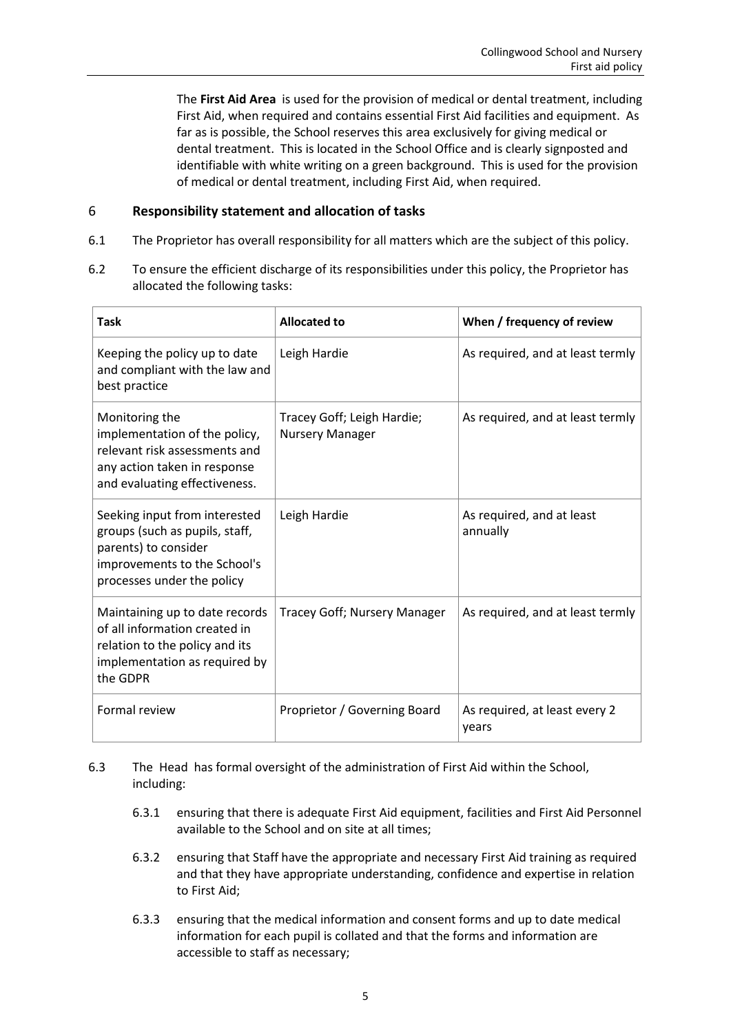The **First Aid Area** is used for the provision of medical or dental treatment, including First Aid, when required and contains essential First Aid facilities and equipment. As far as is possible, the School reserves this area exclusively for giving medical or dental treatment. This is located in the School Office and is clearly signposted and identifiable with white writing on a green background. This is used for the provision of medical or dental treatment, including First Aid, when required.

## 6 Responsibility statement and allocation of tasks

6.1 The Proprietor has overall responsibility for all matters which are the subject of this policy.

6.2 To ensure the efficient discharge of its responsibilities under this policy, the Proprietor has allocated the following tasks:

| Task | Allocated to | When / frequency of review |
|---|---|---|
| Keeping the policy up to date and compliant with the law and best practice | Leigh Hardie | As required, and at least termly |
| Monitoring the implementation of the policy, relevant risk assessments and any action taken in response and evaluating effectiveness. | Tracey Goff; Leigh Hardie; Nursery Manager | As required, and at least termly |
| Seeking input from interested groups (such as pupils, staff, parents) to consider improvements to the School's processes under the policy | Leigh Hardie | As required, and at least annually |
| Maintaining up to date records of all information created in relation to the policy and its implementation as required by the GDPR | Tracey Goff; Nursery Manager | As required, and at least termly |
| Formal review | Proprietor / Governing Board | As required, at least every 2 years |

6.3 The Head has formal oversight of the administration of First Aid within the School, including:

6.3.1 ensuring that there is adequate First Aid equipment, facilities and First Aid Personnel available to the School and on site at all times;

6.3.2 ensuring that Staff have the appropriate and necessary First Aid training as required and that they have appropriate understanding, confidence and expertise in relation to First Aid;

6.3.3 ensuring that the medical information and consent forms and up to date medical information for each pupil is collated and that the forms and information are accessible to staff as necessary;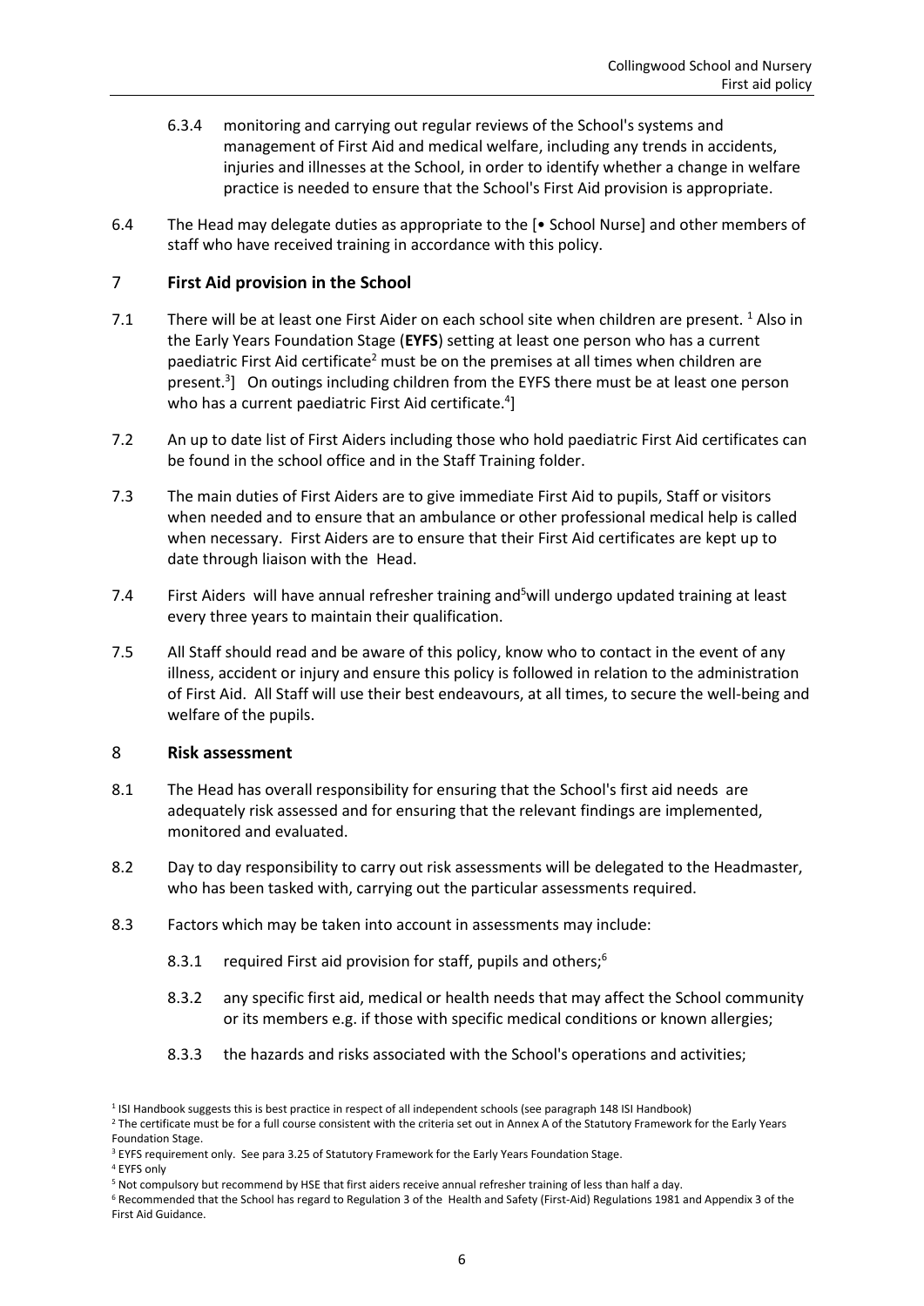6.3.4 monitoring and carrying out regular reviews of the School's systems and management of First Aid and medical welfare, including any trends in accidents, injuries and illnesses at the School, in order to identify whether a change in welfare practice is needed to ensure that the School's First Aid provision is appropriate.

6.4 The Head may delegate duties as appropriate to the [• School Nurse] and other members of staff who have received training in accordance with this policy.

## 7 First Aid provision in the School

7.1 There will be at least one First Aider on each school site when children are present. [1] Also in the Early Years Foundation Stage (**EYFS**) setting at least one person who has a current paediatric First Aid certificate[2] must be on the premises at all times when children are present.[3]] On outings including children from the EYFS there must be at least one person who has a current paediatric First Aid certificate.[4]]

7.2 An up to date list of First Aiders including those who hold paediatric First Aid certificates can be found in the school office and in the Staff Training folder.

7.3 The main duties of First Aiders are to give immediate First Aid to pupils, Staff or visitors when needed and to ensure that an ambulance or other professional medical help is called when necessary. First Aiders are to ensure that their First Aid certificates are kept up to date through liaison with the Head.

7.4 First Aiders will have annual refresher training and[5]will undergo updated training at least every three years to maintain their qualification.

7.5 All Staff should read and be aware of this policy, know who to contact in the event of any illness, accident or injury and ensure this policy is followed in relation to the administration of First Aid. All Staff will use their best endeavours, at all times, to secure the well-being and welfare of the pupils.

## 8 Risk assessment

8.1 The Head has overall responsibility for ensuring that the School's first aid needs are adequately risk assessed and for ensuring that the relevant findings are implemented, monitored and evaluated.

8.2 Day to day responsibility to carry out risk assessments will be delegated to the Headmaster, who has been tasked with, carrying out the particular assessments required.

8.3 Factors which may be taken into account in assessments may include:

8.3.1 required First aid provision for staff, pupils and others;[6]

8.3.2 any specific first aid, medical or health needs that may affect the School community or its members e.g. if those with specific medical conditions or known allergies;

8.3.3 the hazards and risks associated with the School's operations and activities;

---

[1] ISI Handbook suggests this is best practice in respect of all independent schools (see paragraph 148 ISI Handbook)

[2] The certificate must be for a full course consistent with the criteria set out in Annex A of the Statutory Framework for the Early Years Foundation Stage.

[3] EYFS requirement only. See para 3.25 of Statutory Framework for the Early Years Foundation Stage.

[4] EYFS only

[5] Not compulsory but recommend by HSE that first aiders receive annual refresher training of less than half a day.

[6] Recommended that the School has regard to Regulation 3 of the Health and Safety (First-Aid) Regulations 1981 and Appendix 3 of the First Aid Guidance.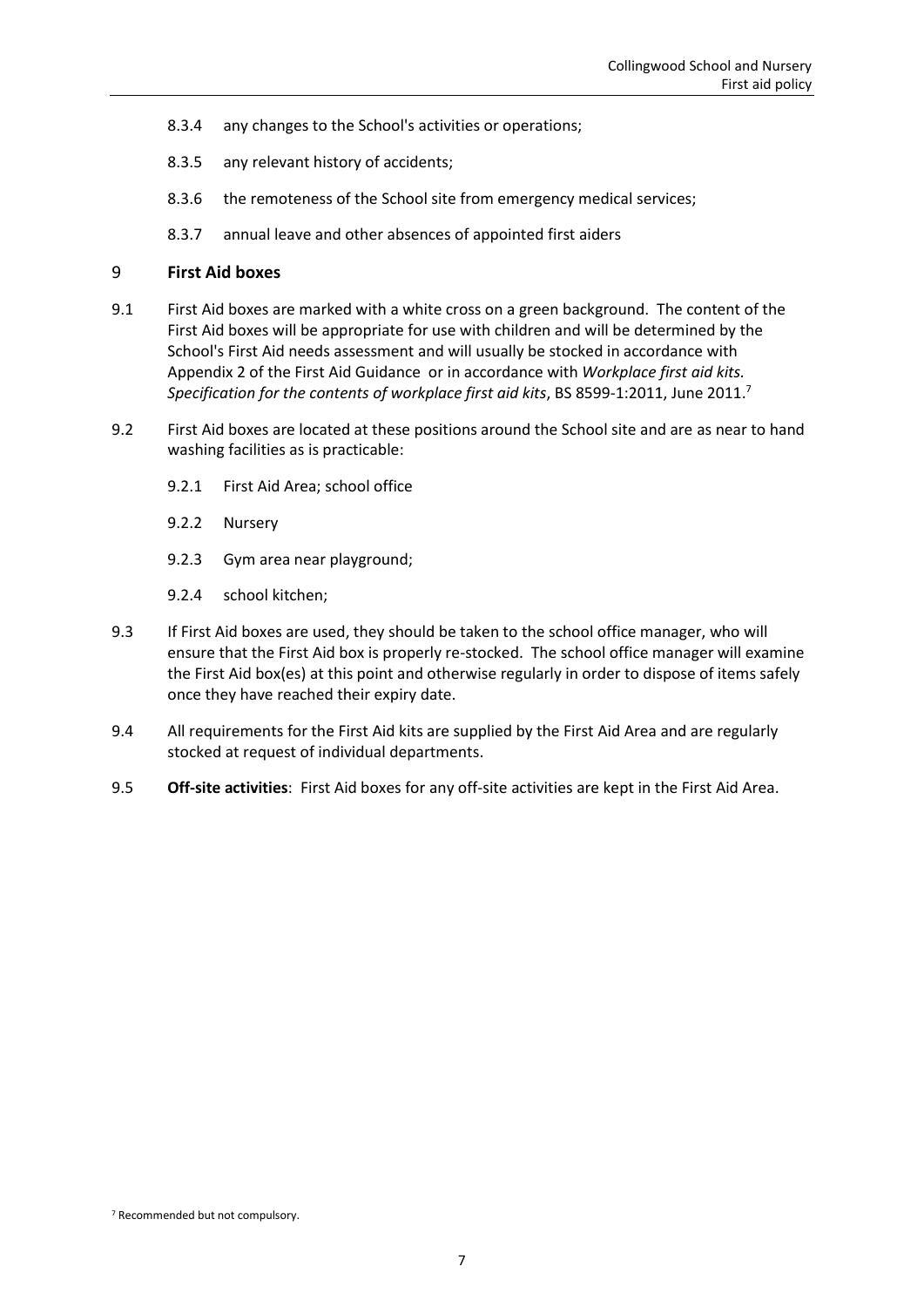8.3.4 any changes to the School's activities or operations;

8.3.5 any relevant history of accidents;

8.3.6 the remoteness of the School site from emergency medical services;

8.3.7 annual leave and other absences of appointed first aiders

## 9 First Aid boxes

9.1 First Aid boxes are marked with a white cross on a green background. The content of the First Aid boxes will be appropriate for use with children and will be determined by the School's First Aid needs assessment and will usually be stocked in accordance with Appendix 2 of the First Aid Guidance or in accordance with *Workplace first aid kits. Specification for the contents of workplace first aid kits*, BS 8599-1:2011, June 2011.[7]

9.2 First Aid boxes are located at these positions around the School site and are as near to hand washing facilities as is practicable:

9.2.1 First Aid Area; school office

9.2.2 Nursery

9.2.3 Gym area near playground;

9.2.4 school kitchen;

9.3 If First Aid boxes are used, they should be taken to the school office manager, who will ensure that the First Aid box is properly re-stocked. The school office manager will examine the First Aid box(es) at this point and otherwise regularly in order to dispose of items safely once they have reached their expiry date.

9.4 All requirements for the First Aid kits are supplied by the First Aid Area and are regularly stocked at request of individual departments.

9.5 **Off-site activities**: First Aid boxes for any off-site activities are kept in the First Aid Area.

[7] Recommended but not compulsory.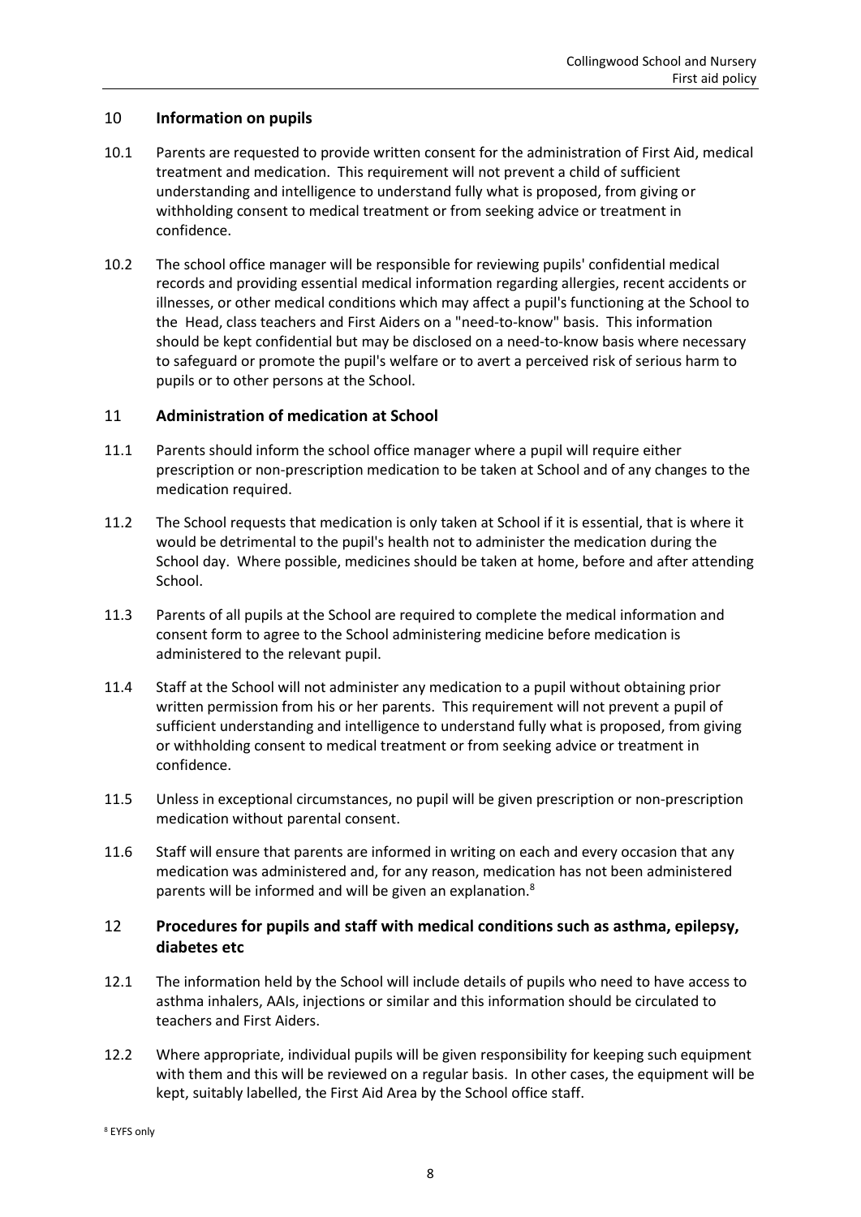## 10 Information on pupils

10.1 Parents are requested to provide written consent for the administration of First Aid, medical treatment and medication. This requirement will not prevent a child of sufficient understanding and intelligence to understand fully what is proposed, from giving or withholding consent to medical treatment or from seeking advice or treatment in confidence.

10.2 The school office manager will be responsible for reviewing pupils' confidential medical records and providing essential medical information regarding allergies, recent accidents or illnesses, or other medical conditions which may affect a pupil's functioning at the School to the Head, class teachers and First Aiders on a "need-to-know" basis. This information should be kept confidential but may be disclosed on a need-to-know basis where necessary to safeguard or promote the pupil's welfare or to avert a perceived risk of serious harm to pupils or to other persons at the School.

## 11 Administration of medication at School

11.1 Parents should inform the school office manager where a pupil will require either prescription or non-prescription medication to be taken at School and of any changes to the medication required.

11.2 The School requests that medication is only taken at School if it is essential, that is where it would be detrimental to the pupil's health not to administer the medication during the School day. Where possible, medicines should be taken at home, before and after attending School.

11.3 Parents of all pupils at the School are required to complete the medical information and consent form to agree to the School administering medicine before medication is administered to the relevant pupil.

11.4 Staff at the School will not administer any medication to a pupil without obtaining prior written permission from his or her parents. This requirement will not prevent a pupil of sufficient understanding and intelligence to understand fully what is proposed, from giving or withholding consent to medical treatment or from seeking advice or treatment in confidence.

11.5 Unless in exceptional circumstances, no pupil will be given prescription or non-prescription medication without parental consent.

11.6 Staff will ensure that parents are informed in writing on each and every occasion that any medication was administered and, for any reason, medication has not been administered parents will be informed and will be given an explanation.[8]

## 12 Procedures for pupils and staff with medical conditions such as asthma, epilepsy, diabetes etc

12.1 The information held by the School will include details of pupils who need to have access to asthma inhalers, AAIs, injections or similar and this information should be circulated to teachers and First Aiders.

12.2 Where appropriate, individual pupils will be given responsibility for keeping such equipment with them and this will be reviewed on a regular basis. In other cases, the equipment will be kept, suitably labelled, the First Aid Area by the School office staff.

[8] EYFS only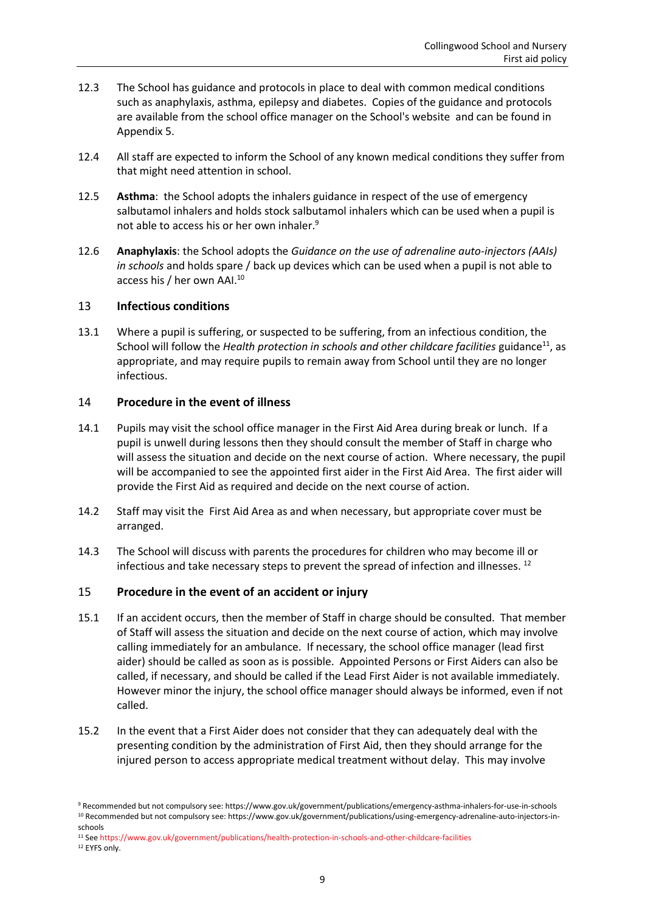12.3 The School has guidance and protocols in place to deal with common medical conditions such as anaphylaxis, asthma, epilepsy and diabetes. Copies of the guidance and protocols are available from the school office manager on the School's website and can be found in Appendix 5.

12.4 All staff are expected to inform the School of any known medical conditions they suffer from that might need attention in school.

12.5 **Asthma**: the School adopts the inhalers guidance in respect of the use of emergency salbutamol inhalers and holds stock salbutamol inhalers which can be used when a pupil is not able to access his or her own inhaler.[9]

12.6 **Anaphylaxis**: the School adopts the *Guidance on the use of adrenaline auto-injectors (AAIs) in schools* and holds spare / back up devices which can be used when a pupil is not able to access his / her own AAI.[10]

## 13 Infectious conditions

13.1 Where a pupil is suffering, or suspected to be suffering, from an infectious condition, the School will follow the *Health protection in schools and other childcare facilities* guidance[11], as appropriate, and may require pupils to remain away from School until they are no longer infectious.

## 14 Procedure in the event of illness

14.1 Pupils may visit the school office manager in the First Aid Area during break or lunch. If a pupil is unwell during lessons then they should consult the member of Staff in charge who will assess the situation and decide on the next course of action. Where necessary, the pupil will be accompanied to see the appointed first aider in the First Aid Area. The first aider will provide the First Aid as required and decide on the next course of action.

14.2 Staff may visit the First Aid Area as and when necessary, but appropriate cover must be arranged.

14.3 The School will discuss with parents the procedures for children who may become ill or infectious and take necessary steps to prevent the spread of infection and illnesses. [12]

## 15 Procedure in the event of an accident or injury

15.1 If an accident occurs, then the member of Staff in charge should be consulted. That member of Staff will assess the situation and decide on the next course of action, which may involve calling immediately for an ambulance. If necessary, the school office manager (lead first aider) should be called as soon as is possible. Appointed Persons or First Aiders can also be called, if necessary, and should be called if the Lead First Aider is not available immediately. However minor the injury, the school office manager should always be informed, even if not called.

15.2 In the event that a First Aider does not consider that they can adequately deal with the presenting condition by the administration of First Aid, then they should arrange for the injured person to access appropriate medical treatment without delay. This may involve

[9] Recommended but not compulsory see: https://www.gov.uk/government/publications/emergency-asthma-inhalers-for-use-in-schools

[10] Recommended but not compulsory see: https://www.gov.uk/government/publications/using-emergency-adrenaline-auto-injectors-in-schools

[11] See https://www.gov.uk/government/publications/health-protection-in-schools-and-other-childcare-facilities

[12] EYFS only.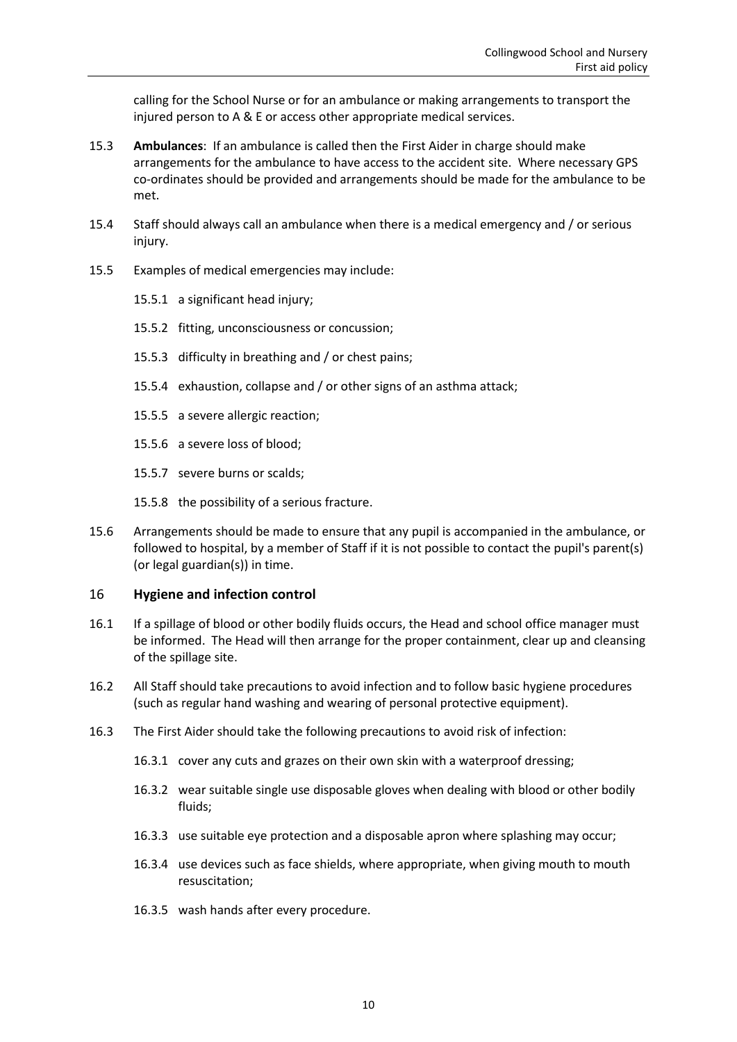calling for the School Nurse or for an ambulance or making arrangements to transport the injured person to A & E or access other appropriate medical services.

15.3 **Ambulances**: If an ambulance is called then the First Aider in charge should make arrangements for the ambulance to have access to the accident site. Where necessary GPS co-ordinates should be provided and arrangements should be made for the ambulance to be met.

15.4 Staff should always call an ambulance when there is a medical emergency and / or serious injury.

15.5 Examples of medical emergencies may include:

15.5.1 a significant head injury;

15.5.2 fitting, unconsciousness or concussion;

15.5.3 difficulty in breathing and / or chest pains;

15.5.4 exhaustion, collapse and / or other signs of an asthma attack;

15.5.5 a severe allergic reaction;

15.5.6 a severe loss of blood;

15.5.7 severe burns or scalds;

15.5.8 the possibility of a serious fracture.

15.6 Arrangements should be made to ensure that any pupil is accompanied in the ambulance, or followed to hospital, by a member of Staff if it is not possible to contact the pupil's parent(s) (or legal guardian(s)) in time.

## 16 Hygiene and infection control

16.1 If a spillage of blood or other bodily fluids occurs, the Head and school office manager must be informed. The Head will then arrange for the proper containment, clear up and cleansing of the spillage site.

16.2 All Staff should take precautions to avoid infection and to follow basic hygiene procedures (such as regular hand washing and wearing of personal protective equipment).

16.3 The First Aider should take the following precautions to avoid risk of infection:

16.3.1 cover any cuts and grazes on their own skin with a waterproof dressing;

16.3.2 wear suitable single use disposable gloves when dealing with blood or other bodily fluids;

16.3.3 use suitable eye protection and a disposable apron where splashing may occur;

16.3.4 use devices such as face shields, where appropriate, when giving mouth to mouth resuscitation;

16.3.5 wash hands after every procedure.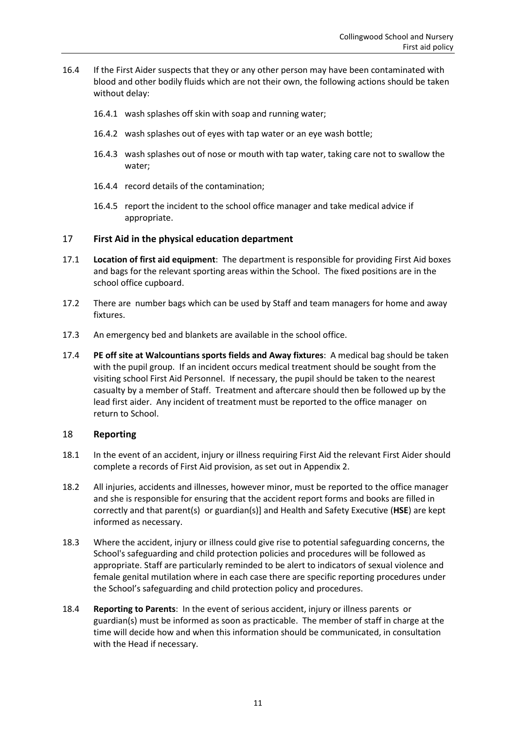16.4 If the First Aider suspects that they or any other person may have been contaminated with blood and other bodily fluids which are not their own, the following actions should be taken without delay:

16.4.1 wash splashes off skin with soap and running water;

16.4.2 wash splashes out of eyes with tap water or an eye wash bottle;

16.4.3 wash splashes out of nose or mouth with tap water, taking care not to swallow the water;

16.4.4 record details of the contamination;

16.4.5 report the incident to the school office manager and take medical advice if appropriate.

## 17 First Aid in the physical education department

17.1 **Location of first aid equipment**: The department is responsible for providing First Aid boxes and bags for the relevant sporting areas within the School. The fixed positions are in the school office cupboard.

17.2 There are number bags which can be used by Staff and team managers for home and away fixtures.

17.3 An emergency bed and blankets are available in the school office.

17.4 **PE off site at Walcountians sports fields and Away fixtures**: A medical bag should be taken with the pupil group. If an incident occurs medical treatment should be sought from the visiting school First Aid Personnel. If necessary, the pupil should be taken to the nearest casualty by a member of Staff. Treatment and aftercare should then be followed up by the lead first aider. Any incident of treatment must be reported to the office manager on return to School.

## 18 Reporting

18.1 In the event of an accident, injury or illness requiring First Aid the relevant First Aider should complete a records of First Aid provision, as set out in Appendix 2.

18.2 All injuries, accidents and illnesses, however minor, must be reported to the office manager and she is responsible for ensuring that the accident report forms and books are filled in correctly and that parent(s) or guardian(s)] and Health and Safety Executive (**HSE**) are kept informed as necessary.

18.3 Where the accident, injury or illness could give rise to potential safeguarding concerns, the School's safeguarding and child protection policies and procedures will be followed as appropriate. Staff are particularly reminded to be alert to indicators of sexual violence and female genital mutilation where in each case there are specific reporting procedures under the School's safeguarding and child protection policy and procedures.

18.4 **Reporting to Parents**: In the event of serious accident, injury or illness parents or guardian(s) must be informed as soon as practicable. The member of staff in charge at the time will decide how and when this information should be communicated, in consultation with the Head if necessary.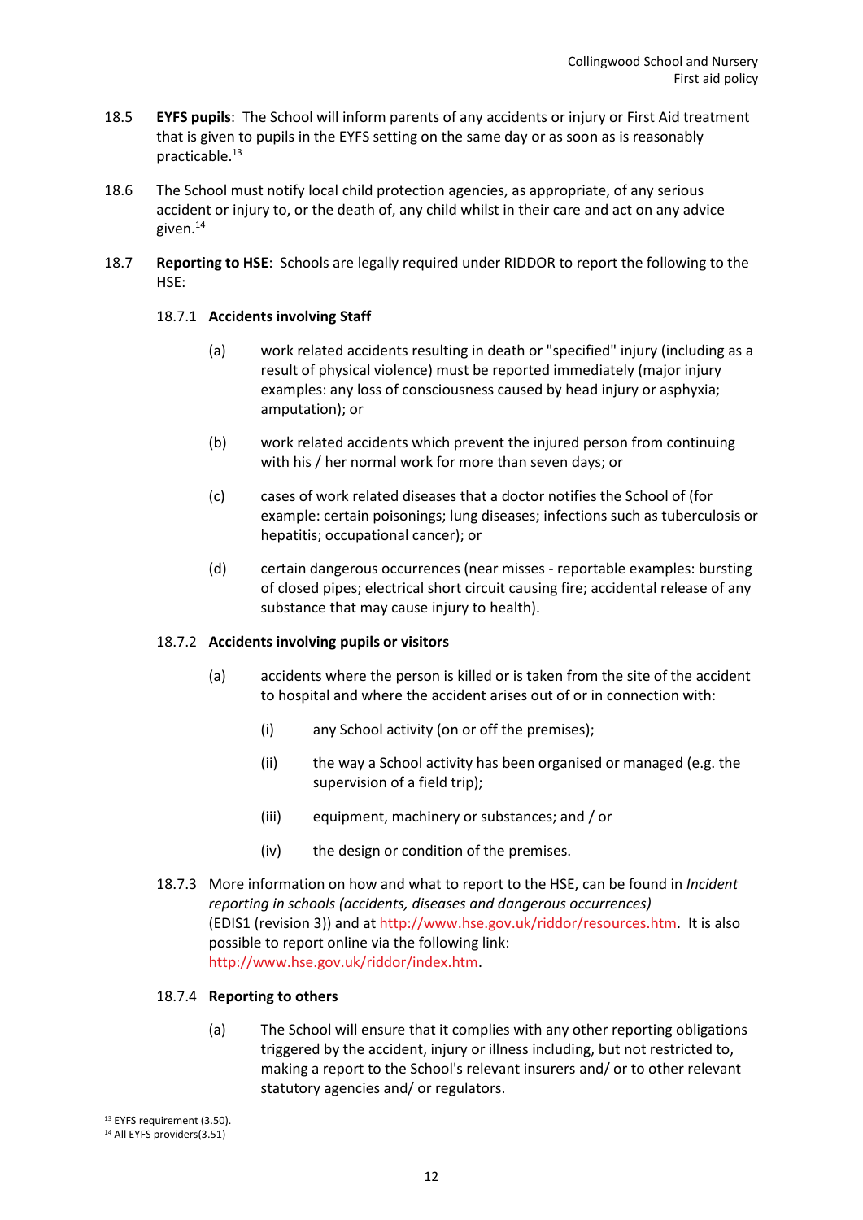18.5 **EYFS pupils**: The School will inform parents of any accidents or injury or First Aid treatment that is given to pupils in the EYFS setting on the same day or as soon as is reasonably practicable.[13]

18.6 The School must notify local child protection agencies, as appropriate, of any serious accident or injury to, or the death of, any child whilst in their care and act on any advice given.[14]

18.7 **Reporting to HSE**: Schools are legally required under RIDDOR to report the following to the HSE:

18.7.1 **Accidents involving Staff**

(a) work related accidents resulting in death or "specified" injury (including as a result of physical violence) must be reported immediately (major injury examples: any loss of consciousness caused by head injury or asphyxia; amputation); or

(b) work related accidents which prevent the injured person from continuing with his / her normal work for more than seven days; or

(c) cases of work related diseases that a doctor notifies the School of (for example: certain poisonings; lung diseases; infections such as tuberculosis or hepatitis; occupational cancer); or

(d) certain dangerous occurrences (near misses - reportable examples: bursting of closed pipes; electrical short circuit causing fire; accidental release of any substance that may cause injury to health).

18.7.2 **Accidents involving pupils or visitors**

(a) accidents where the person is killed or is taken from the site of the accident to hospital and where the accident arises out of or in connection with:

(i) any School activity (on or off the premises);

(ii) the way a School activity has been organised or managed (e.g. the supervision of a field trip);

(iii) equipment, machinery or substances; and / or

(iv) the design or condition of the premises.

18.7.3 More information on how and what to report to the HSE, can be found in *Incident reporting in schools (accidents, diseases and dangerous occurrences)* (EDIS1 (revision 3)) and at http://www.hse.gov.uk/riddor/resources.htm. It is also possible to report online via the following link: http://www.hse.gov.uk/riddor/index.htm.

18.7.4 **Reporting to others**

(a) The School will ensure that it complies with any other reporting obligations triggered by the accident, injury or illness including, but not restricted to, making a report to the School's relevant insurers and/ or to other relevant statutory agencies and/ or regulators.

[13] EYFS requirement (3.50).
[14] All EYFS providers(3.51)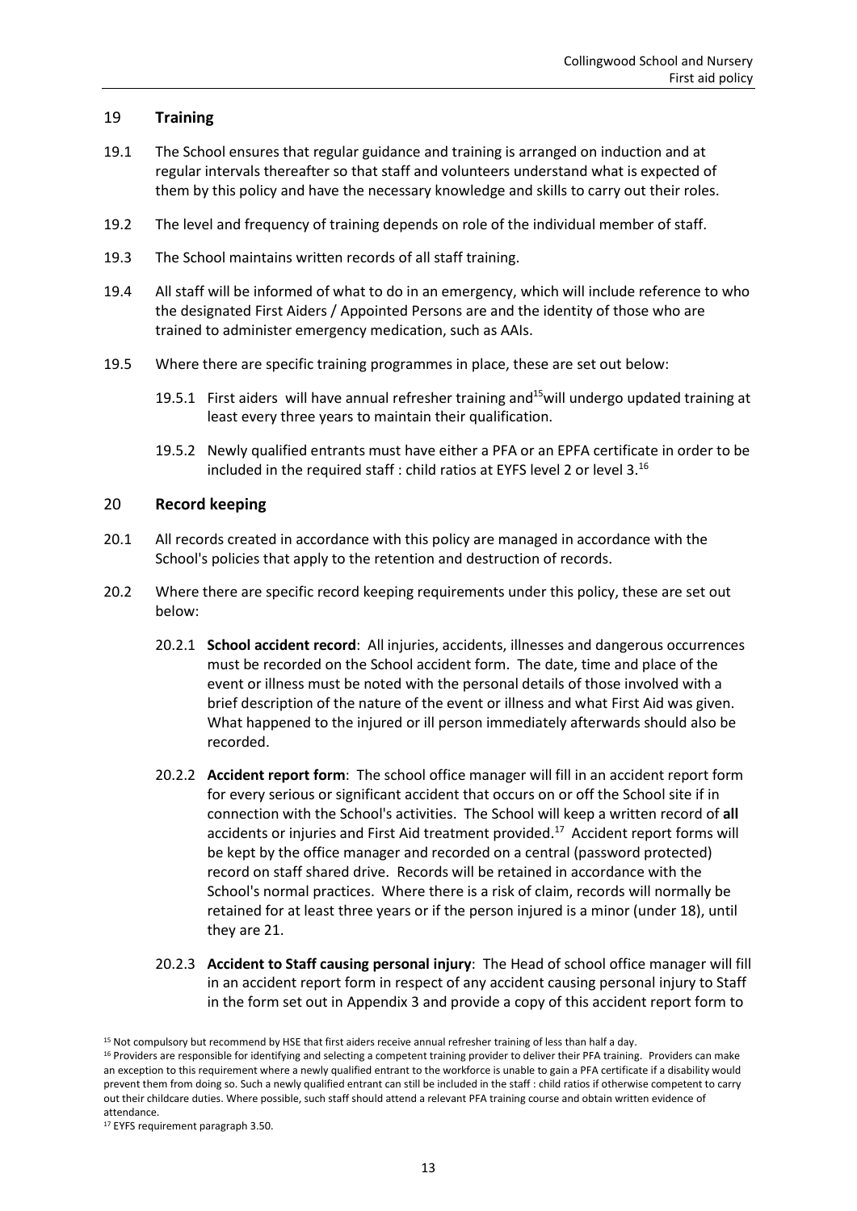## 19 **Training**

19.1 The School ensures that regular guidance and training is arranged on induction and at regular intervals thereafter so that staff and volunteers understand what is expected of them by this policy and have the necessary knowledge and skills to carry out their roles.

19.2 The level and frequency of training depends on role of the individual member of staff.

19.3 The School maintains written records of all staff training.

19.4 All staff will be informed of what to do in an emergency, which will include reference to who the designated First Aiders / Appointed Persons are and the identity of those who are trained to administer emergency medication, such as AAIs.

19.5 Where there are specific training programmes in place, these are set out below:

19.5.1 First aiders will have annual refresher training and[15]will undergo updated training at least every three years to maintain their qualification.

19.5.2 Newly qualified entrants must have either a PFA or an EPFA certificate in order to be included in the required staff : child ratios at EYFS level 2 or level 3.[16]

## 20 **Record keeping**

20.1 All records created in accordance with this policy are managed in accordance with the School's policies that apply to the retention and destruction of records.

20.2 Where there are specific record keeping requirements under this policy, these are set out below:

20.2.1 **School accident record**: All injuries, accidents, illnesses and dangerous occurrences must be recorded on the School accident form. The date, time and place of the event or illness must be noted with the personal details of those involved with a brief description of the nature of the event or illness and what First Aid was given. What happened to the injured or ill person immediately afterwards should also be recorded.

20.2.2 **Accident report form**: The school office manager will fill in an accident report form for every serious or significant accident that occurs on or off the School site if in connection with the School's activities. The School will keep a written record of **all** accidents or injuries and First Aid treatment provided.[17] Accident report forms will be kept by the office manager and recorded on a central (password protected) record on staff shared drive. Records will be retained in accordance with the School's normal practices. Where there is a risk of claim, records will normally be retained for at least three years or if the person injured is a minor (under 18), until they are 21.

20.2.3 **Accident to Staff causing personal injury**: The Head of school office manager will fill in an accident report form in respect of any accident causing personal injury to Staff in the form set out in Appendix 3 and provide a copy of this accident report form to

---

[15] Not compulsory but recommend by HSE that first aiders receive annual refresher training of less than half a day.

[16] Providers are responsible for identifying and selecting a competent training provider to deliver their PFA training. Providers can make an exception to this requirement where a newly qualified entrant to the workforce is unable to gain a PFA certificate if a disability would prevent them from doing so. Such a newly qualified entrant can still be included in the staff : child ratios if otherwise competent to carry out their childcare duties. Where possible, such staff should attend a relevant PFA training course and obtain written evidence of attendance.

[17] EYFS requirement paragraph 3.50.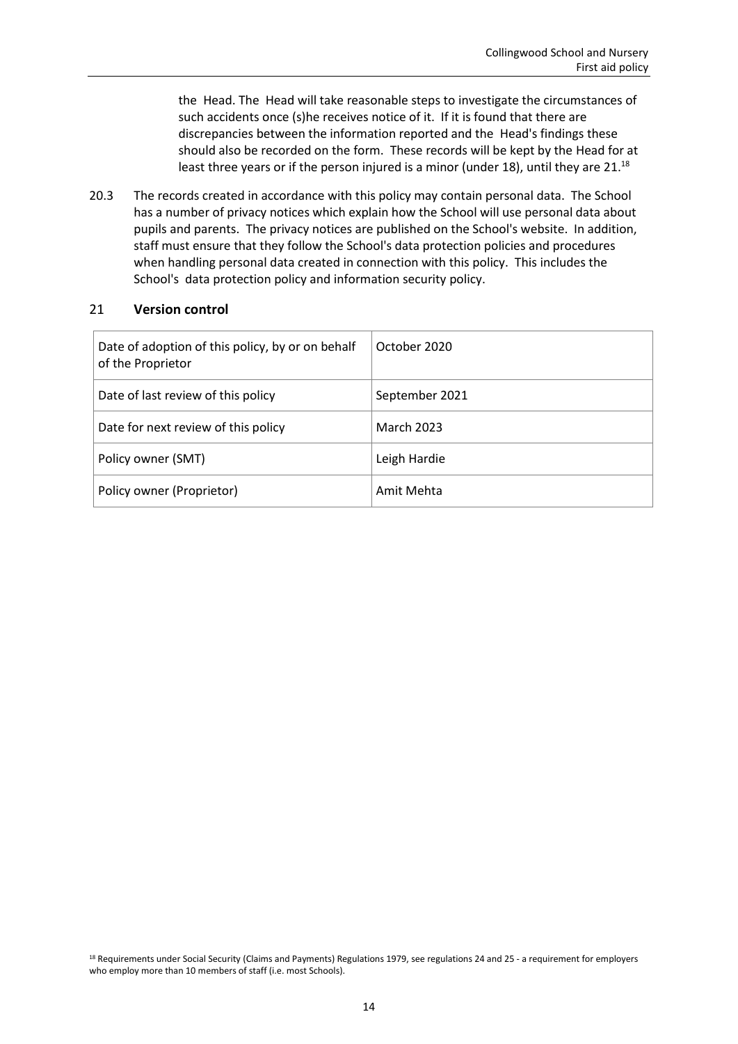the Head. The Head will take reasonable steps to investigate the circumstances of such accidents once (s)he receives notice of it. If it is found that there are discrepancies between the information reported and the Head's findings these should also be recorded on the form. These records will be kept by the Head for at least three years or if the person injured is a minor (under 18), until they are 21.[18]

20.3 The records created in accordance with this policy may contain personal data. The School has a number of privacy notices which explain how the School will use personal data about pupils and parents. The privacy notices are published on the School's website. In addition, staff must ensure that they follow the School's data protection policies and procedures when handling personal data created in connection with this policy. This includes the School's data protection policy and information security policy.

## 21 **Version control**

| | |
|---|---|
| Date of adoption of this policy, by or on behalf of the Proprietor | October 2020 |
| Date of last review of this policy | September 2021 |
| Date for next review of this policy | March 2023 |
| Policy owner (SMT) | Leigh Hardie |
| Policy owner (Proprietor) | Amit Mehta |

[18] Requirements under Social Security (Claims and Payments) Regulations 1979, see regulations 24 and 25 - a requirement for employers who employ more than 10 members of staff (i.e. most Schools).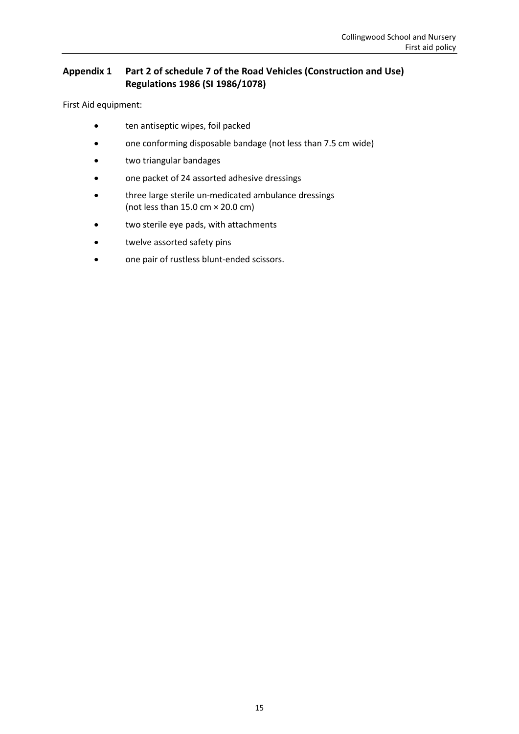## Appendix 1 Part 2 of schedule 7 of the Road Vehicles (Construction and Use) Regulations 1986 (SI 1986/1078)

First Aid equipment:

- ten antiseptic wipes, foil packed
- one conforming disposable bandage (not less than 7.5 cm wide)
- two triangular bandages
- one packet of 24 assorted adhesive dressings
- three large sterile un-medicated ambulance dressings (not less than 15.0 cm × 20.0 cm)
- two sterile eye pads, with attachments
- twelve assorted safety pins
- one pair of rustless blunt-ended scissors.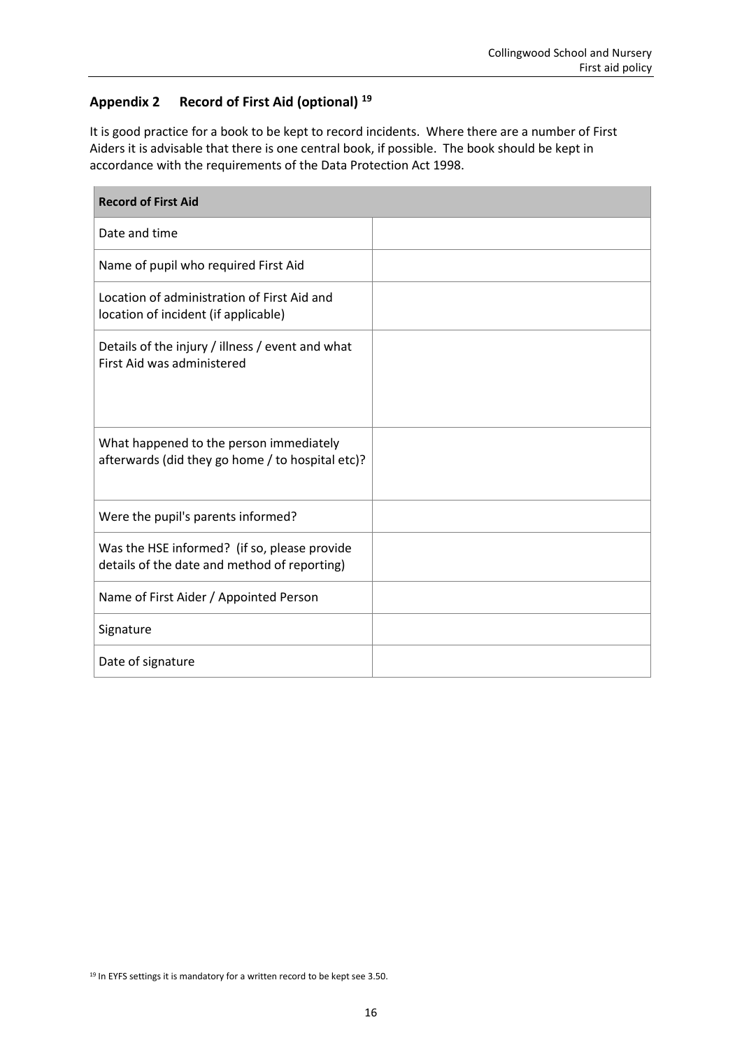## Appendix 2 Record of First Aid (optional) [19]

It is good practice for a book to be kept to record incidents. Where there are a number of First Aiders it is advisable that there is one central book, if possible. The book should be kept in accordance with the requirements of the Data Protection Act 1998.

| Record of First Aid | |
|---|---|
| Date and time | |
| Name of pupil who required First Aid | |
| Location of administration of First Aid and location of incident (if applicable) | |
| Details of the injury / illness / event and what First Aid was administered | |
| What happened to the person immediately afterwards (did they go home / to hospital etc)? | |
| Were the pupil's parents informed? | |
| Was the HSE informed? (if so, please provide details of the date and method of reporting) | |
| Name of First Aider / Appointed Person | |
| Signature | |
| Date of signature | |

[19] In EYFS settings it is mandatory for a written record to be kept see 3.50.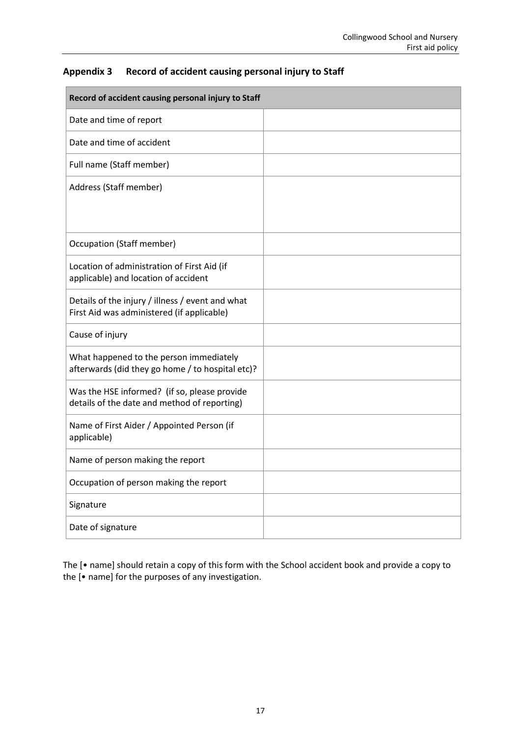## Appendix 3 Record of accident causing personal injury to Staff

| Record of accident causing personal injury to Staff | |
|---|---|
| Date and time of report | |
| Date and time of accident | |
| Full name (Staff member) | |
| Address (Staff member) | |
| Occupation (Staff member) | |
| Location of administration of First Aid (if applicable) and location of accident | |
| Details of the injury / illness / event and what First Aid was administered (if applicable) | |
| Cause of injury | |
| What happened to the person immediately afterwards (did they go home / to hospital etc)? | |
| Was the HSE informed? (if so, please provide details of the date and method of reporting) | |
| Name of First Aider / Appointed Person (if applicable) | |
| Name of person making the report | |
| Occupation of person making the report | |
| Signature | |
| Date of signature | |

The [• name] should retain a copy of this form with the School accident book and provide a copy to the [• name] for the purposes of any investigation.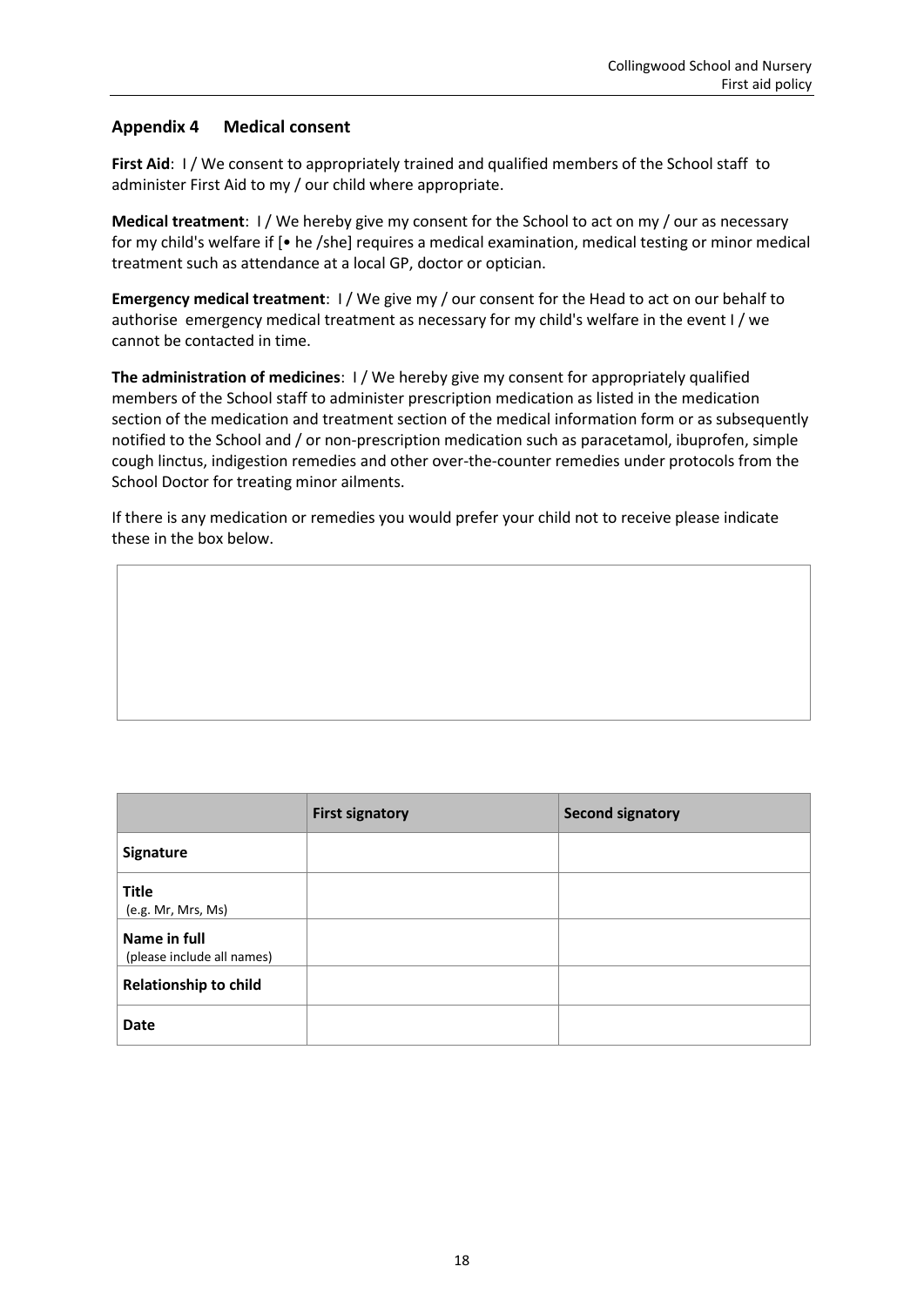## Appendix 4 Medical consent

**First Aid**: I / We consent to appropriately trained and qualified members of the School staff to administer First Aid to my / our child where appropriate.

**Medical treatment**: I / We hereby give my consent for the School to act on my / our as necessary for my child's welfare if [• he /she] requires a medical examination, medical testing or minor medical treatment such as attendance at a local GP, doctor or optician.

**Emergency medical treatment**: I / We give my / our consent for the Head to act on our behalf to authorise emergency medical treatment as necessary for my child's welfare in the event I / we cannot be contacted in time.

**The administration of medicines**: I / We hereby give my consent for appropriately qualified members of the School staff to administer prescription medication as listed in the medication section of the medication and treatment section of the medical information form or as subsequently notified to the School and / or non-prescription medication such as paracetamol, ibuprofen, simple cough linctus, indigestion remedies and other over-the-counter remedies under protocols from the School Doctor for treating minor ailments.

If there is any medication or remedies you would prefer your child not to receive please indicate these in the box below.

| |
|---|
| |

| | **First signatory** | **Second signatory** |
|---|---|---|
| **Signature** | | |
| **Title** (e.g. Mr, Mrs, Ms) | | |
| **Name in full** (please include all names) | | |
| **Relationship to child** | | |
| **Date** | | |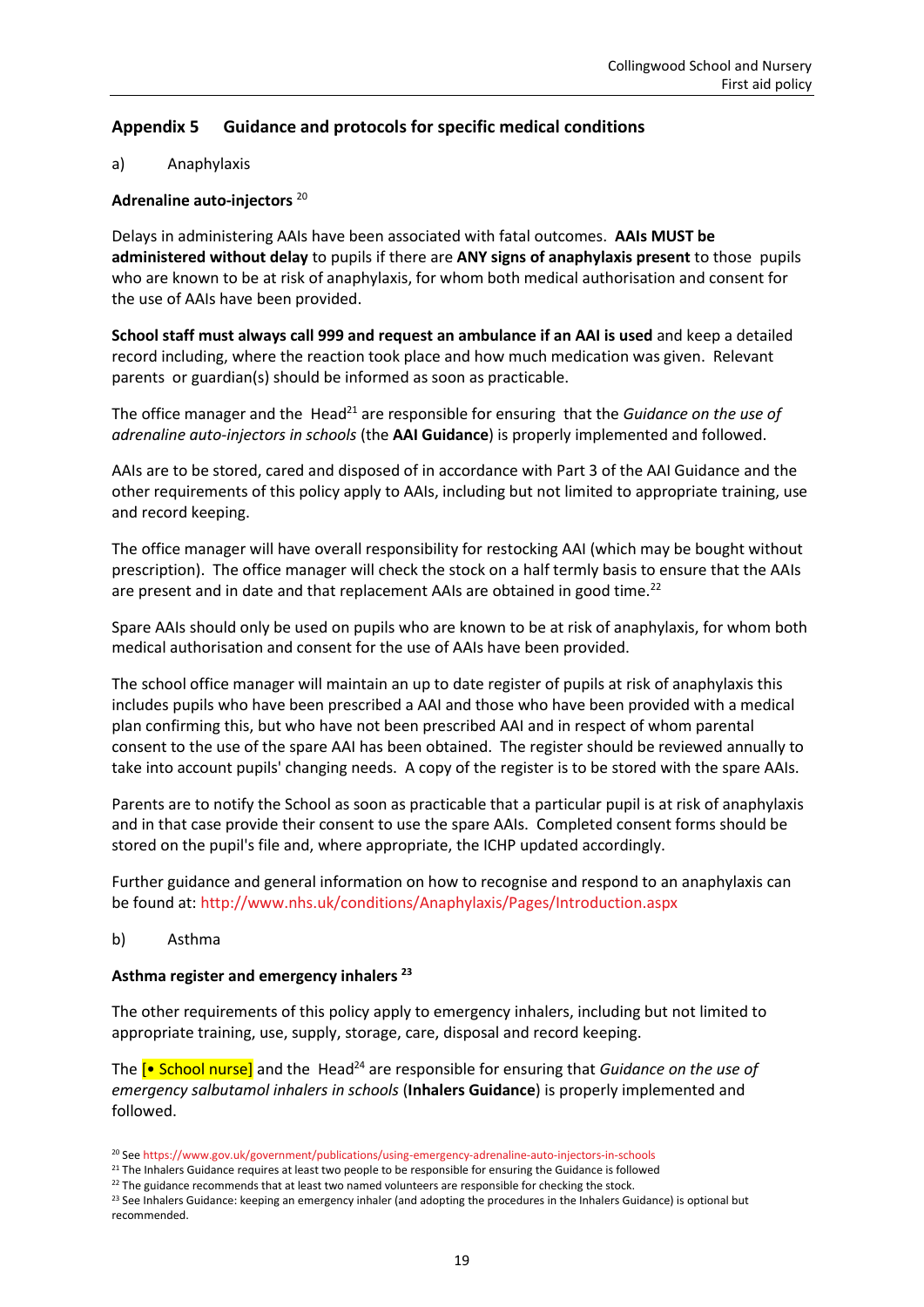## Appendix 5 Guidance and protocols for specific medical conditions

a) Anaphylaxis

**Adrenaline auto-injectors** [20]

Delays in administering AAIs have been associated with fatal outcomes. **AAIs MUST be administered without delay** to pupils if there are **ANY signs of anaphylaxis present** to those pupils who are known to be at risk of anaphylaxis, for whom both medical authorisation and consent for the use of AAIs have been provided.

**School staff must always call 999 and request an ambulance if an AAI is used** and keep a detailed record including, where the reaction took place and how much medication was given. Relevant parents or guardian(s) should be informed as soon as practicable.

The office manager and the Head[21] are responsible for ensuring that the *Guidance on the use of adrenaline auto-injectors in schools* (the **AAI Guidance**) is properly implemented and followed.

AAIs are to be stored, cared and disposed of in accordance with Part 3 of the AAI Guidance and the other requirements of this policy apply to AAIs, including but not limited to appropriate training, use and record keeping.

The office manager will have overall responsibility for restocking AAI (which may be bought without prescription). The office manager will check the stock on a half termly basis to ensure that the AAIs are present and in date and that replacement AAIs are obtained in good time.[22]

Spare AAIs should only be used on pupils who are known to be at risk of anaphylaxis, for whom both medical authorisation and consent for the use of AAIs have been provided.

The school office manager will maintain an up to date register of pupils at risk of anaphylaxis this includes pupils who have been prescribed a AAI and those who have been provided with a medical plan confirming this, but who have not been prescribed AAI and in respect of whom parental consent to the use of the spare AAI has been obtained. The register should be reviewed annually to take into account pupils' changing needs. A copy of the register is to be stored with the spare AAIs.

Parents are to notify the School as soon as practicable that a particular pupil is at risk of anaphylaxis and in that case provide their consent to use the spare AAIs. Completed consent forms should be stored on the pupil's file and, where appropriate, the ICHP updated accordingly.

Further guidance and general information on how to recognise and respond to an anaphylaxis can be found at: http://www.nhs.uk/conditions/Anaphylaxis/Pages/Introduction.aspx

b) Asthma

**Asthma register and emergency inhalers** [23]

The other requirements of this policy apply to emergency inhalers, including but not limited to appropriate training, use, supply, storage, care, disposal and record keeping.

The [• School nurse] and the Head[24] are responsible for ensuring that *Guidance on the use of emergency salbutamol inhalers in schools* (**Inhalers Guidance**) is properly implemented and followed.

---

[20] See https://www.gov.uk/government/publications/using-emergency-adrenaline-auto-injectors-in-schools

[21] The Inhalers Guidance requires at least two people to be responsible for ensuring the Guidance is followed

[22] The guidance recommends that at least two named volunteers are responsible for checking the stock.

[23] See Inhalers Guidance: keeping an emergency inhaler (and adopting the procedures in the Inhalers Guidance) is optional but recommended.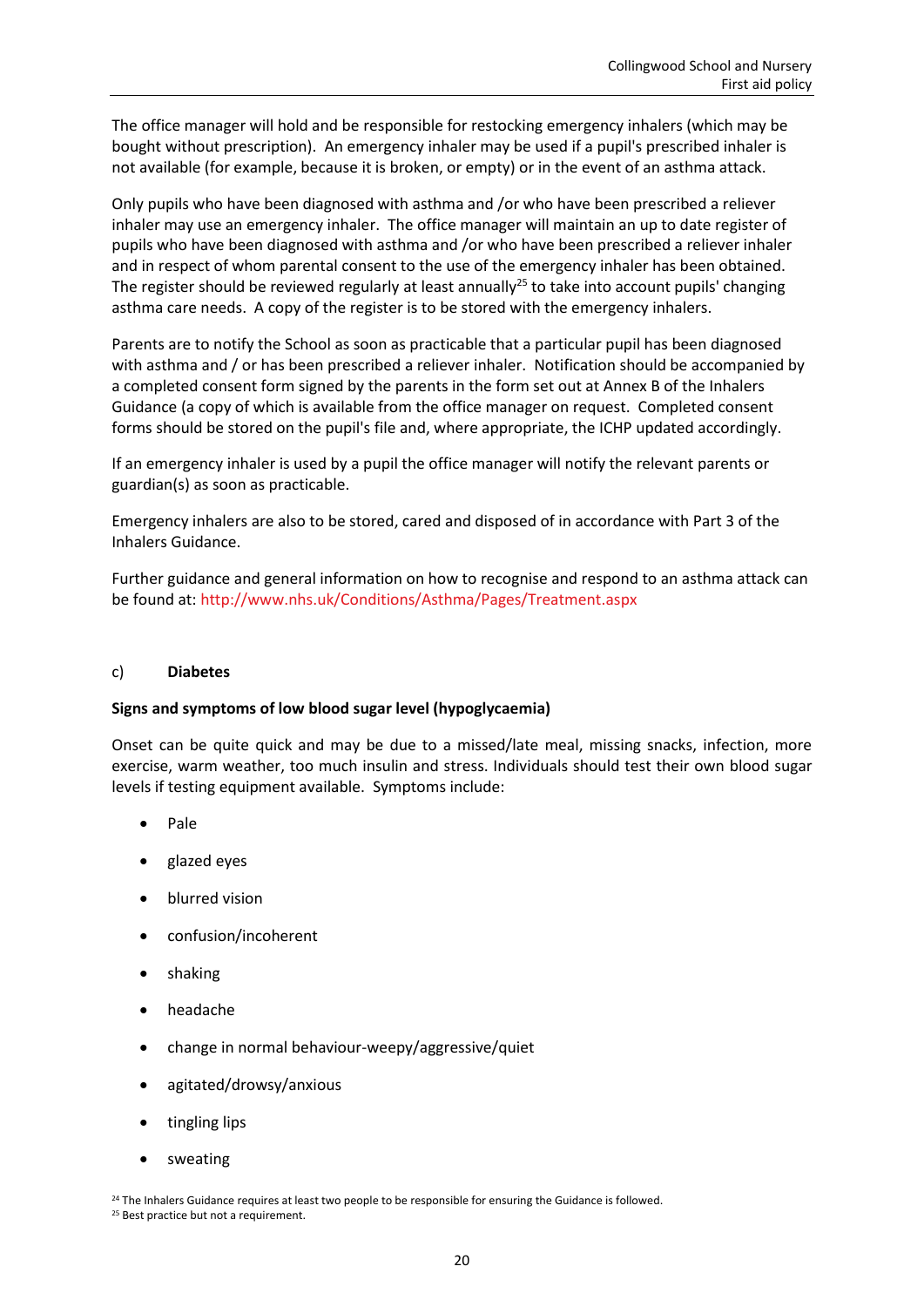The office manager will hold and be responsible for restocking emergency inhalers (which may be bought without prescription). An emergency inhaler may be used if a pupil's prescribed inhaler is not available (for example, because it is broken, or empty) or in the event of an asthma attack.

Only pupils who have been diagnosed with asthma and /or who have been prescribed a reliever inhaler may use an emergency inhaler. The office manager will maintain an up to date register of pupils who have been diagnosed with asthma and /or who have been prescribed a reliever inhaler and in respect of whom parental consent to the use of the emergency inhaler has been obtained. The register should be reviewed regularly at least annually[25] to take into account pupils' changing asthma care needs. A copy of the register is to be stored with the emergency inhalers.

Parents are to notify the School as soon as practicable that a particular pupil has been diagnosed with asthma and / or has been prescribed a reliever inhaler. Notification should be accompanied by a completed consent form signed by the parents in the form set out at Annex B of the Inhalers Guidance (a copy of which is available from the office manager on request. Completed consent forms should be stored on the pupil's file and, where appropriate, the ICHP updated accordingly.

If an emergency inhaler is used by a pupil the office manager will notify the relevant parents or guardian(s) as soon as practicable.

Emergency inhalers are also to be stored, cared and disposed of in accordance with Part 3 of the Inhalers Guidance.

Further guidance and general information on how to recognise and respond to an asthma attack can be found at: http://www.nhs.uk/Conditions/Asthma/Pages/Treatment.aspx

c) **Diabetes**

**Signs and symptoms of low blood sugar level (hypoglycaemia)**

Onset can be quite quick and may be due to a missed/late meal, missing snacks, infection, more exercise, warm weather, too much insulin and stress. Individuals should test their own blood sugar levels if testing equipment available. Symptoms include:

- Pale
- glazed eyes
- blurred vision
- confusion/incoherent
- shaking
- headache
- change in normal behaviour-weepy/aggressive/quiet
- agitated/drowsy/anxious
- tingling lips
- sweating

[24] The Inhalers Guidance requires at least two people to be responsible for ensuring the Guidance is followed.
[25] Best practice but not a requirement.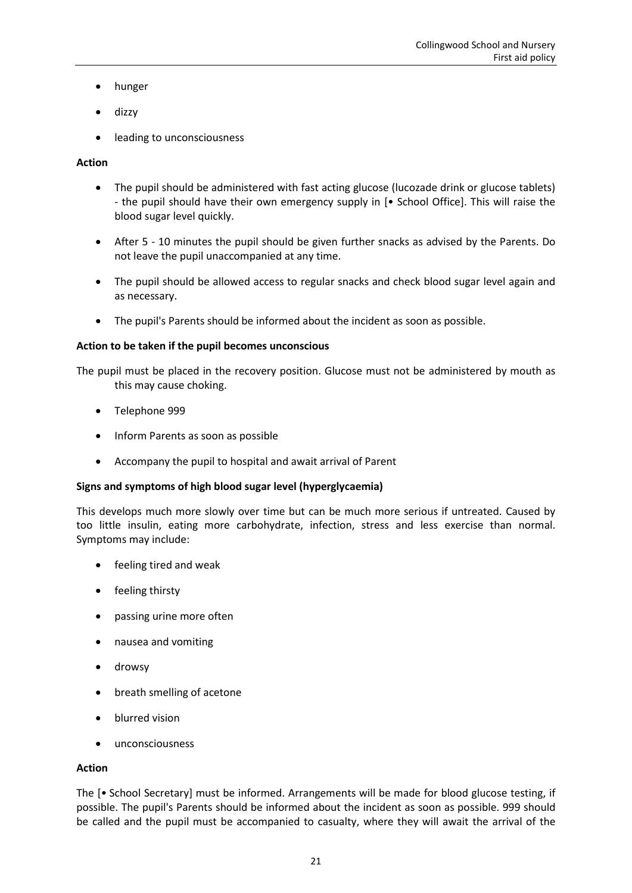- hunger
- dizzy
- leading to unconsciousness

**Action**

- The pupil should be administered with fast acting glucose (lucozade drink or glucose tablets) - the pupil should have their own emergency supply in [• School Office]. This will raise the blood sugar level quickly.
- After 5 - 10 minutes the pupil should be given further snacks as advised by the Parents. Do not leave the pupil unaccompanied at any time.
- The pupil should be allowed access to regular snacks and check blood sugar level again and as necessary.
- The pupil's Parents should be informed about the incident as soon as possible.

**Action to be taken if the pupil becomes unconscious**

The pupil must be placed in the recovery position. Glucose must not be administered by mouth as this may cause choking.

- Telephone 999
- Inform Parents as soon as possible
- Accompany the pupil to hospital and await arrival of Parent

**Signs and symptoms of high blood sugar level (hyperglycaemia)**

This develops much more slowly over time but can be much more serious if untreated. Caused by too little insulin, eating more carbohydrate, infection, stress and less exercise than normal. Symptoms may include:

- feeling tired and weak
- feeling thirsty
- passing urine more often
- nausea and vomiting
- drowsy
- breath smelling of acetone
- blurred vision
- unconsciousness

**Action**

The [• School Secretary] must be informed. Arrangements will be made for blood glucose testing, if possible. The pupil's Parents should be informed about the incident as soon as possible. 999 should be called and the pupil must be accompanied to casualty, where they will await the arrival of the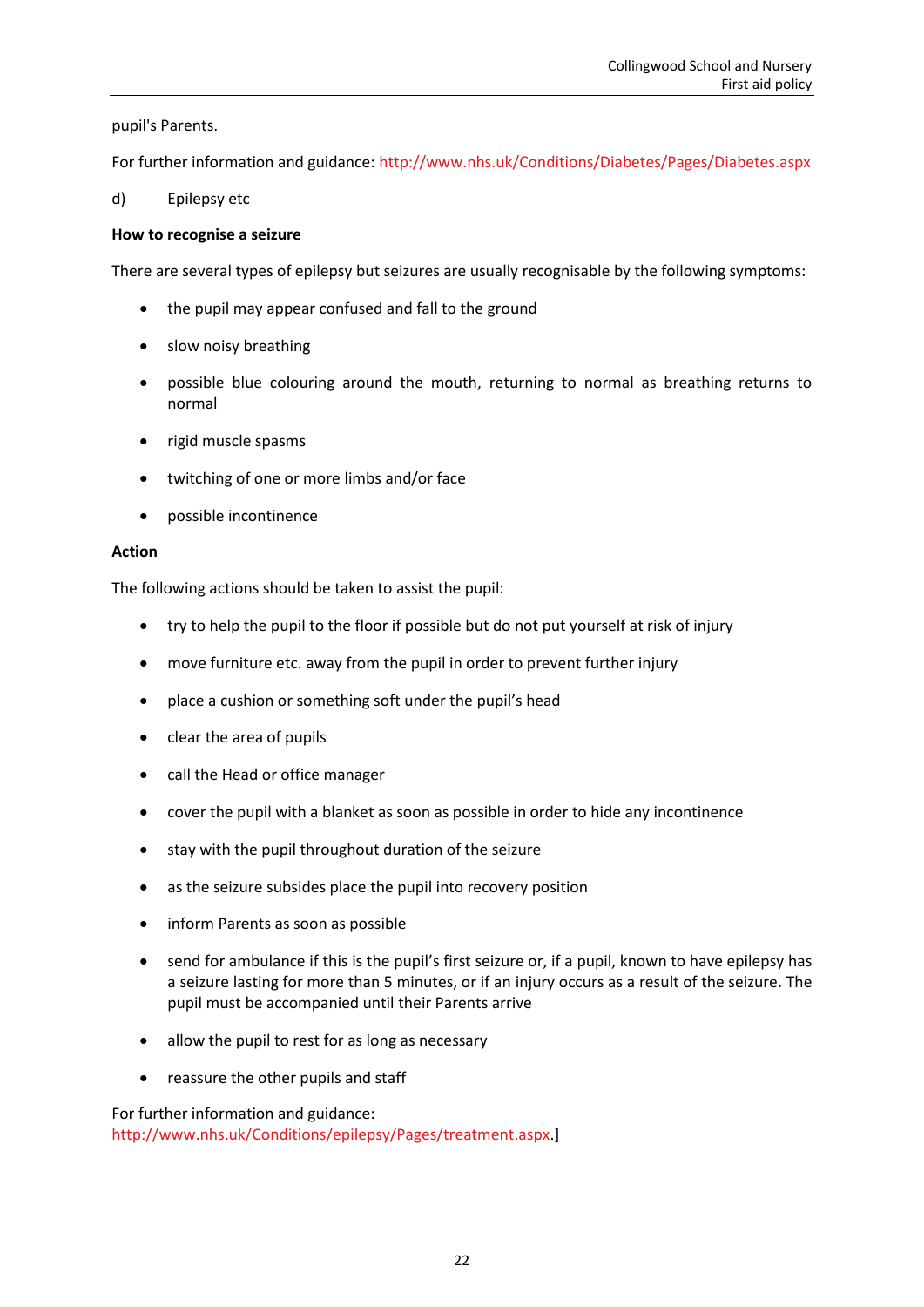pupil's Parents.

For further information and guidance: http://www.nhs.uk/Conditions/Diabetes/Pages/Diabetes.aspx

d) Epilepsy etc

**How to recognise a seizure**

There are several types of epilepsy but seizures are usually recognisable by the following symptoms:

- the pupil may appear confused and fall to the ground
- slow noisy breathing
- possible blue colouring around the mouth, returning to normal as breathing returns to normal
- rigid muscle spasms
- twitching of one or more limbs and/or face
- possible incontinence

**Action**

The following actions should be taken to assist the pupil:

- try to help the pupil to the floor if possible but do not put yourself at risk of injury
- move furniture etc. away from the pupil in order to prevent further injury
- place a cushion or something soft under the pupil's head
- clear the area of pupils
- call the Head or office manager
- cover the pupil with a blanket as soon as possible in order to hide any incontinence
- stay with the pupil throughout duration of the seizure
- as the seizure subsides place the pupil into recovery position
- inform Parents as soon as possible
- send for ambulance if this is the pupil's first seizure or, if a pupil, known to have epilepsy has a seizure lasting for more than 5 minutes, or if an injury occurs as a result of the seizure. The pupil must be accompanied until their Parents arrive
- allow the pupil to rest for as long as necessary
- reassure the other pupils and staff

For further information and guidance:
http://www.nhs.uk/Conditions/epilepsy/Pages/treatment.aspx.]